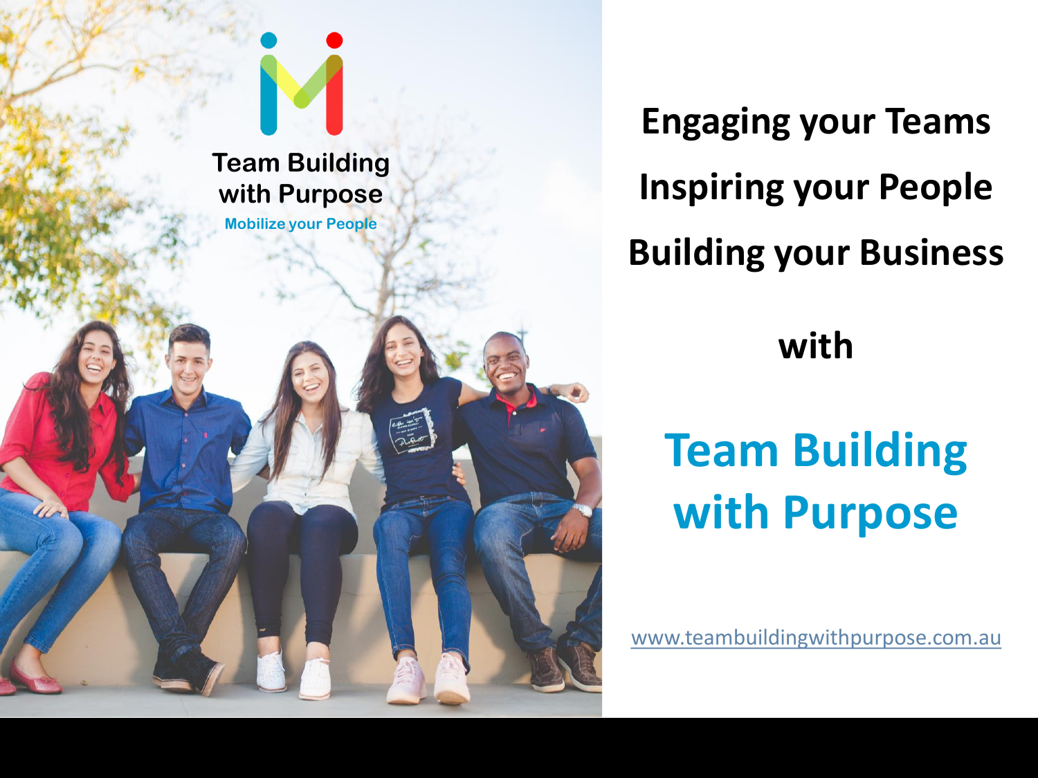Team Building with Purpose

Mobilize your People

**Engaging your Teams**

**Inspiring your People**

**Building your Business**

**with**

# Team Building with Purpose

www.teambuildingwithpurpose.com.au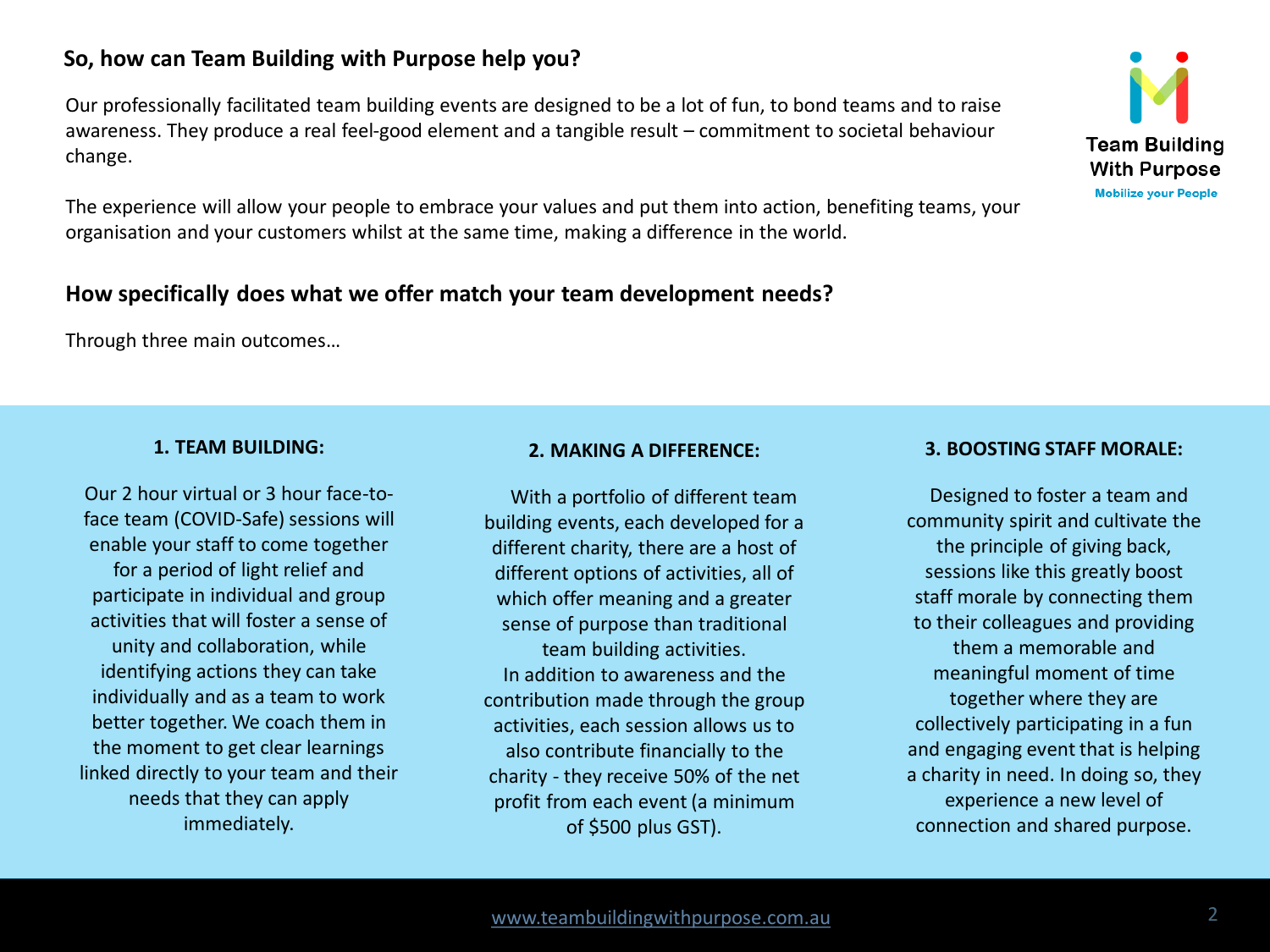## So, how can Team Building with Purpose help you?

Our professionally facilitated team building events are designed to be a lot of fun, to bond teams and to raise awareness. They produce a real feel-good element and a tangible result – commitment to societal behaviour change.

The experience will allow your people to embrace your values and put them into action, benefiting teams, your organisation and your customers whilst at the same time, making a difference in the world.

Team Building With Purpose

Mobilize your People

## How specifically does what we offer match your team development needs?

Through three main outcomes…

### 1. TEAM BUILDING:

Our 2 hour virtual or 3 hour face-to-face team (COVID-Safe) sessions will enable your staff to come together for a period of light relief and participate in individual and group activities that will foster a sense of unity and collaboration, while identifying actions they can take individually and as a team to work better together. We coach them in the moment to get clear learnings linked directly to your team and their needs that they can apply immediately.

### 2. MAKING A DIFFERENCE:

With a portfolio of different team building events, each developed for a different charity, there are a host of different options of activities, all of which offer meaning and a greater sense of purpose than traditional team building activities.
In addition to awareness and the contribution made through the group activities, each session allows us to also contribute financially to the charity - they receive 50% of the net profit from each event (a minimum of $500 plus GST).

### 3. BOOSTING STAFF MORALE:

Designed to foster a team and community spirit and cultivate the the principle of giving back, sessions like this greatly boost staff morale by connecting them to their colleagues and providing them a memorable and meaningful moment of time together where they are collectively participating in a fun and engaging event that is helping a charity in need. In doing so, they experience a new level of connection and shared purpose.

www.teambuildingwithpurpose.com.au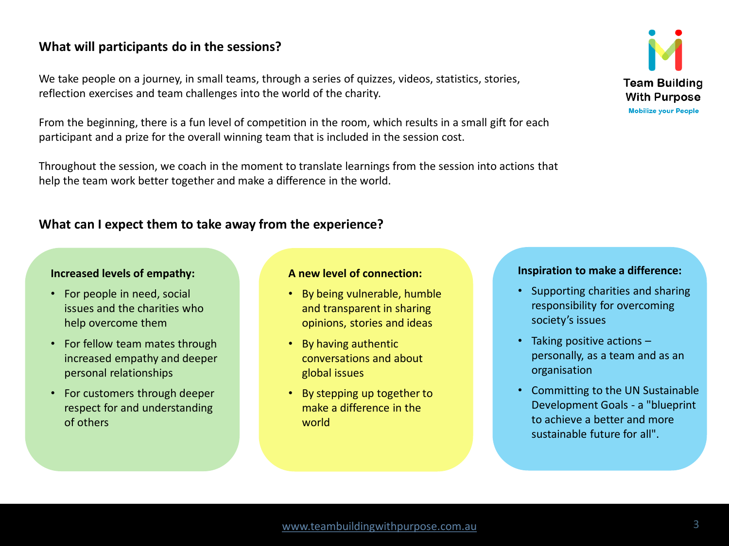Team Building With Purpose

Mobilize your People

## What will participants do in the sessions?

We take people on a journey, in small teams, through a series of quizzes, videos, statistics, stories, reflection exercises and team challenges into the world of the charity.

From the beginning, there is a fun level of competition in the room, which results in a small gift for each participant and a prize for the overall winning team that is included in the session cost.

Throughout the session, we coach in the moment to translate learnings from the session into actions that help the team work better together and make a difference in the world.

## What can I expect them to take away from the experience?

**Increased levels of empathy:**

- For people in need, social issues and the charities who help overcome them
- For fellow team mates through increased empathy and deeper personal relationships
- For customers through deeper respect for and understanding of others

**A new level of connection:**

- By being vulnerable, humble and transparent in sharing opinions, stories and ideas
- By having authentic conversations and about global issues
- By stepping up together to make a difference in the world

**Inspiration to make a difference:**

- Supporting charities and sharing responsibility for overcoming society's issues
- Taking positive actions – personally, as a team and as an organisation
- Committing to the UN Sustainable Development Goals - a "blueprint to achieve a better and more sustainable future for all".

www.teambuildingwithpurpose.com.au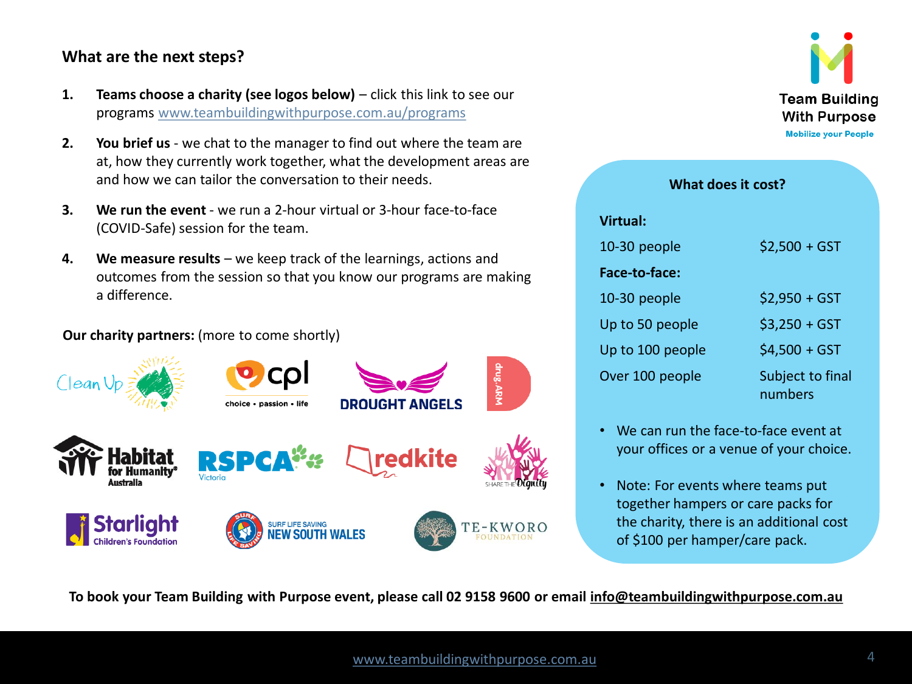## What are the next steps?

1. **Teams choose a charity (see logos below)** – click this link to see our programs www.teambuildingwithpurpose.com.au/programs
2. **You brief us** - we chat to the manager to find out where the team are at, how they currently work together, what the development areas are and how we can tailor the conversation to their needs.
3. **We run the event** - we run a 2-hour virtual or 3-hour face-to-face (COVID-Safe) session for the team.
4. **We measure results** – we keep track of the learnings, actions and outcomes from the session so that you know our programs are making a difference.

**Our charity partners:** (more to come shortly)

Clean Up Australia, cpl (choice • passion • life), Drought Angels, drug.ARM, Habitat for Humanity Australia, RSPCA Victoria, redkite, Share the Dignity, Starlight Children's Foundation, Surf Life Saving New South Wales, Te-Kworo Foundation

Team Building With Purpose

Mobilize your People

### What does it cost?

| | |
|---|---|
| **Virtual:** | |
| 10-30 people | $2,500 + GST |
| **Face-to-face:** | |
| 10-30 people | $2,950 + GST |
| Up to 50 people | $3,250 + GST |
| Up to 100 people | $4,500 + GST |
| Over 100 people | Subject to final numbers |

- We can run the face-to-face event at your offices or a venue of your choice.
- Note: For events where teams put together hampers or care packs for the charity, there is an additional cost of $100 per hamper/care pack.

**To book your Team Building with Purpose event, please call 02 9158 9600 or email info@teambuildingwithpurpose.com.au**

www.teambuildingwithpurpose.com.au